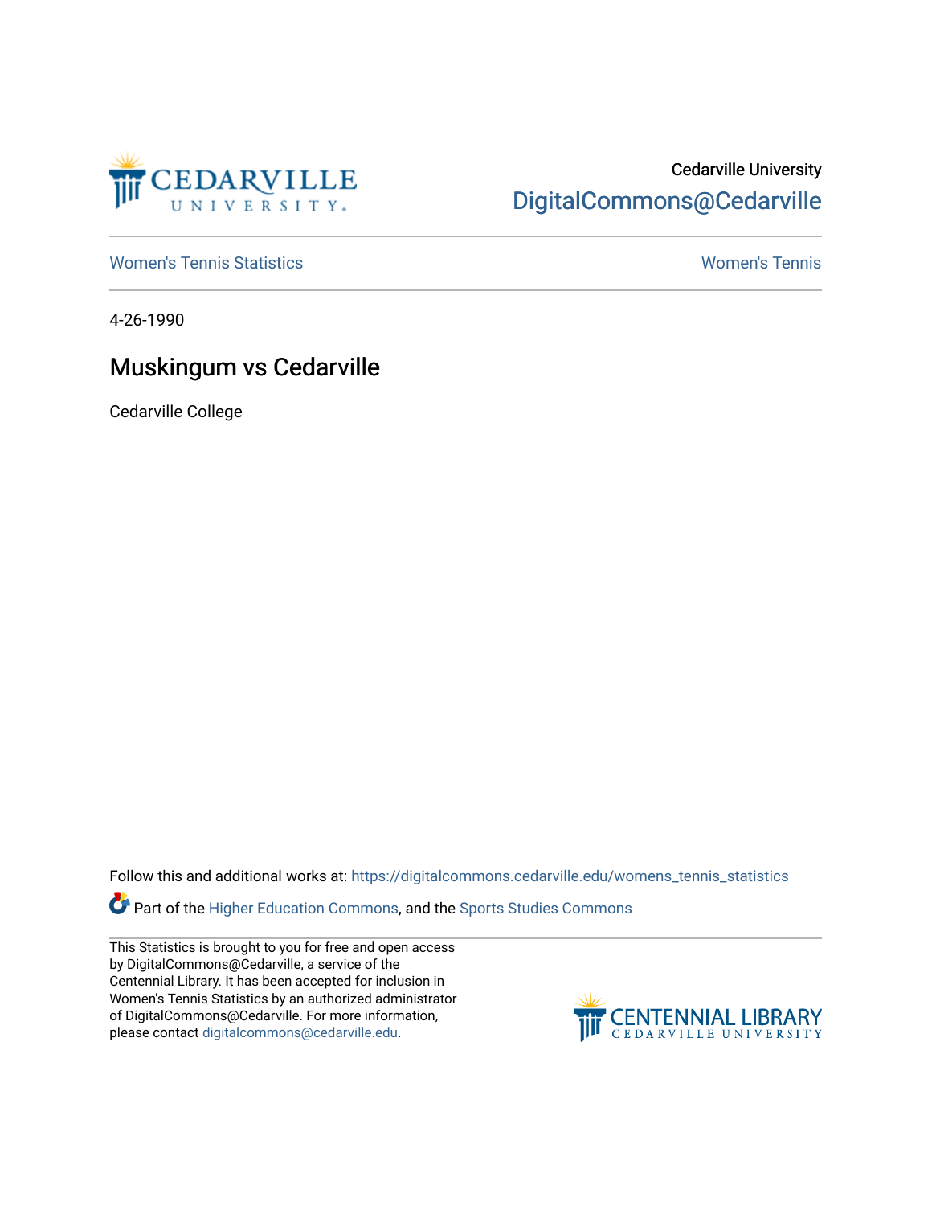Cedarville University

DigitalCommons@Cedarville

Women's Tennis Statistics

Women's Tennis

4-26-1990

# Muskingum vs Cedarville

Cedarville College

Follow this and additional works at: https://digitalcommons.cedarville.edu/womens_tennis_statistics

Part of the Higher Education Commons, and the Sports Studies Commons

This Statistics is brought to you for free and open access by DigitalCommons@Cedarville, a service of the Centennial Library. It has been accepted for inclusion in Women's Tennis Statistics by an authorized administrator of DigitalCommons@Cedarville. For more information, please contact digitalcommons@cedarville.edu.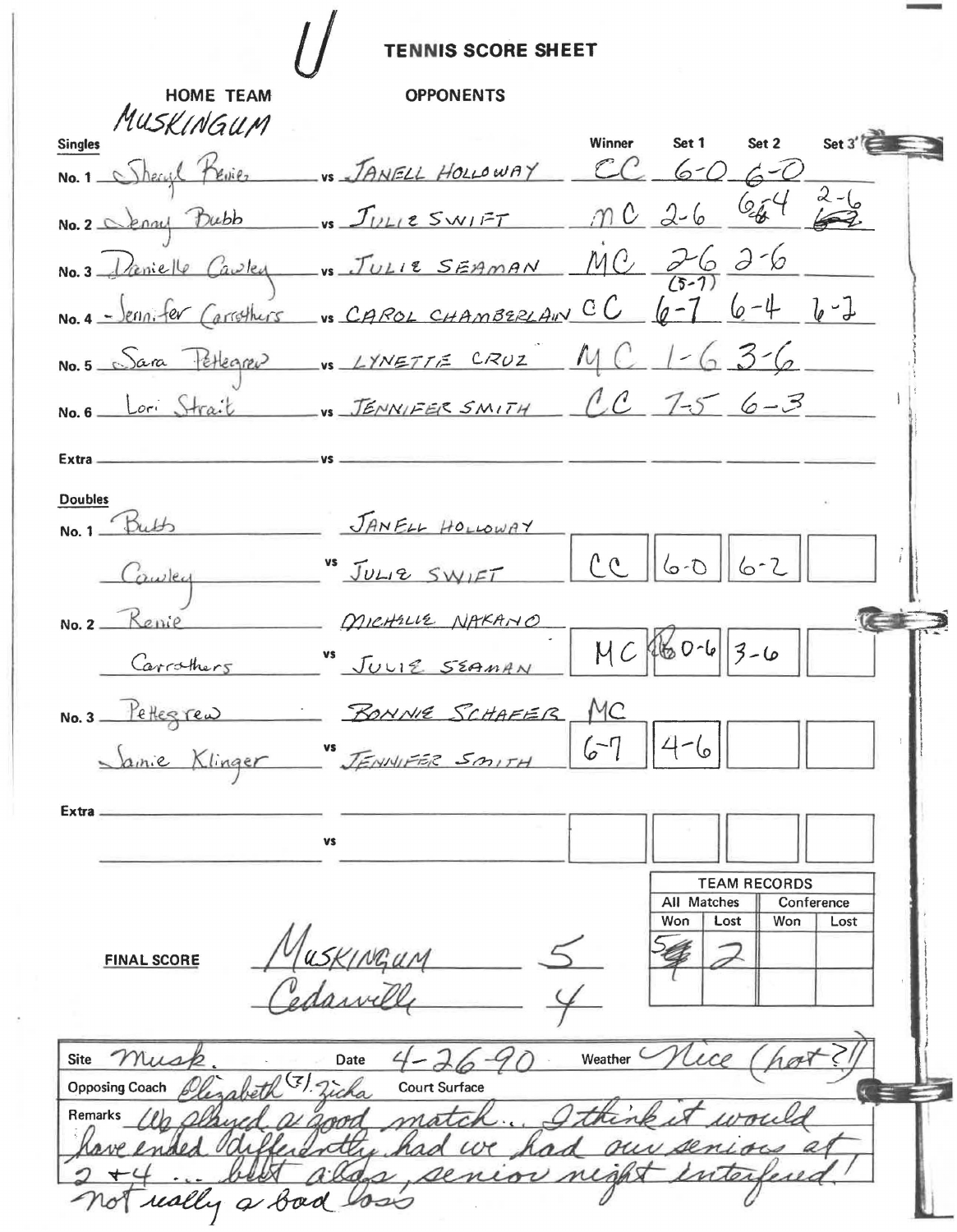U

# TENNIS SCORE SHEET

**HOME TEAM** MUSKINGUM **OPPONENTS**

## Singles

| | Home | vs | Opponent | Winner | Set 1 | Set 2 | Set 3 |
|---|---|---|---|---|---|---|---|
| No. 1 | Sheryl Renie | vs | JANELL HOLLOWAY | CC | 6-0 | 6-0 | |
| No. 2 | Jenny Bubb | vs | JULIE SWIFT | MC | 2-6 | 6-4 | 2-6 |
| No. 3 | Danielle Cawley | vs | JULIE SEAMAN | MC | 2-6 (5-7) | 2-6 | |
| No. 4 | Jennifer Carrothers | vs | CAROL CHAMBERLAIN | CC | 6-7 | 6-4 | 6-2 |
| No. 5 | Sara Pettegrew | vs | LYNETTE CRUZ | MC | 1-6 | 3-6 | |
| No. 6 | Lori Strait | vs | JENNIFER SMITH | CC | 7-5 | 6-3 | |
| Extra | | vs | | | | | |

## Doubles

| | Home | vs | Opponents | Winner | Set 1 | Set 2 | Set 3 |
|---|---|---|---|---|---|---|---|
| No. 1 | Bubb / Cawley | vs | JANELL HOLLOWAY / JULIE SWIFT | CC | 6-0 | 6-2 | |
| No. 2 | Renie / Carrothers | vs | MICHELLE NAKANO / JULIE SEAMAN | MC | 0-6 | 3-6 | |
| No. 3 | Pettegrew / Jamie Klinger | vs | BONNIE SCHAFER / JENNIFER SMITH | MC | 6-7 | 4-6 | |
| Extra | | vs | | | | | |

**FINAL SCORE**

Muskingum 5

Cedarville 4

**TEAM RECORDS**

| All Matches Won | All Matches Lost | Conference Won | Conference Lost |
|---|---|---|---|
| 5 | 2 | | |

Site: Musk. Date: 4-26-90 Weather: Nice (hot?!)

Opposing Coach: Elizabeth (?) Zicha Court Surface:

Remarks: We played a good match.. I think it would have ended differently had we had our seniors at 2 + 4 ... but alas, senior night interfered! not really a bad loss